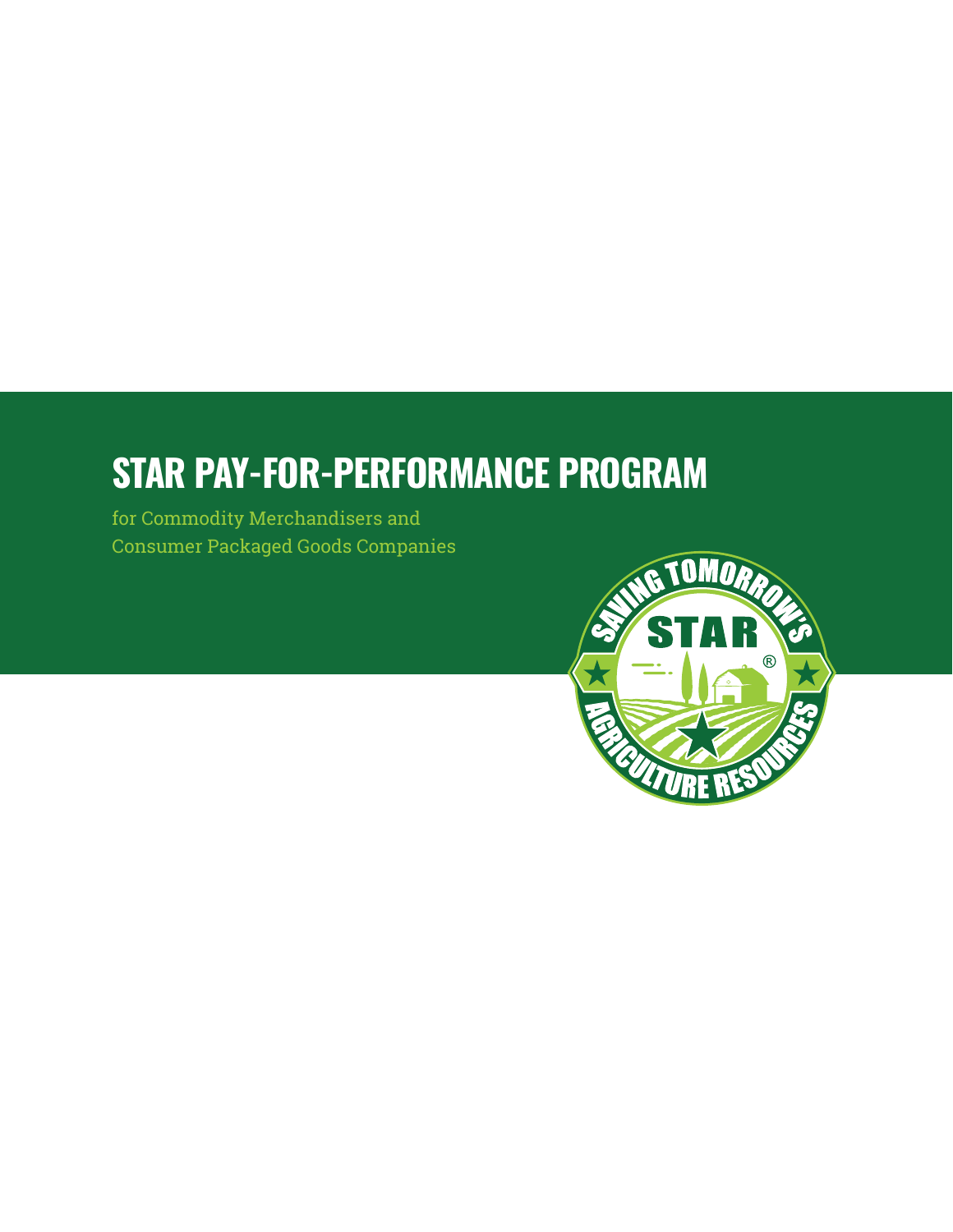# STAR PAY-FOR-PERFORMANCE PROGRAM

for Commodity Merchandisers and Consumer Packaged Goods Companies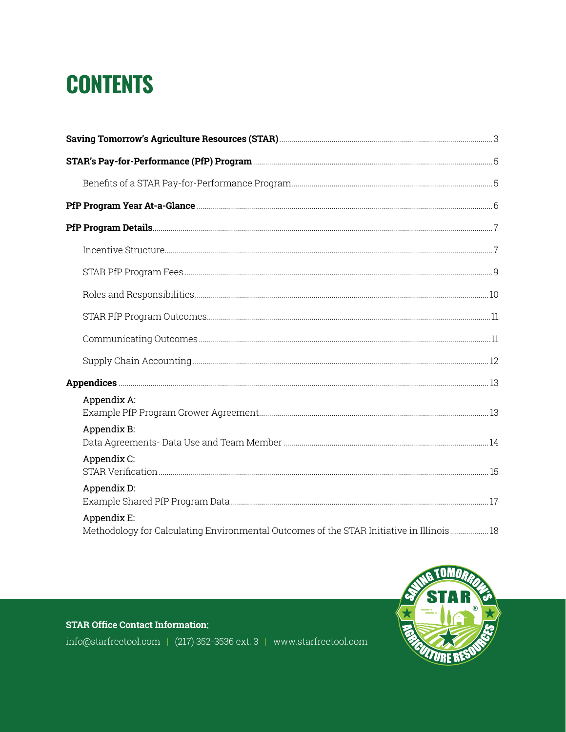# CONTENTS

**Saving Tomorrow's Agriculture Resources (STAR)** ........ 3

**STAR's Pay-for-Performance (PfP) Program** ........ 5

- Benefits of a STAR Pay-for-Performance Program ........ 5

**PfP Program Year At-a-Glance** ........ 6

**PfP Program Details** ........ 7

- Incentive Structure ........ 7
- STAR PfP Program Fees ........ 9
- Roles and Responsibilities ........ 10
- STAR PfP Program Outcomes ........ 11
- Communicating Outcomes ........ 11
- Supply Chain Accounting ........ 12

**Appendices** ........ 13

- Appendix A: Example PfP Program Grower Agreement ........ 13
- Appendix B: Data Agreements- Data Use and Team Member ........ 14
- Appendix C: STAR Verification ........ 15
- Appendix D: Example Shared PfP Program Data ........ 17
- Appendix E: Methodology for Calculating Environmental Outcomes of the STAR Initiative in Illinois ........ 18

**STAR Office Contact Information:**

info@starfreetool.com | (217) 352-3536 ext. 3 | www.starfreetool.com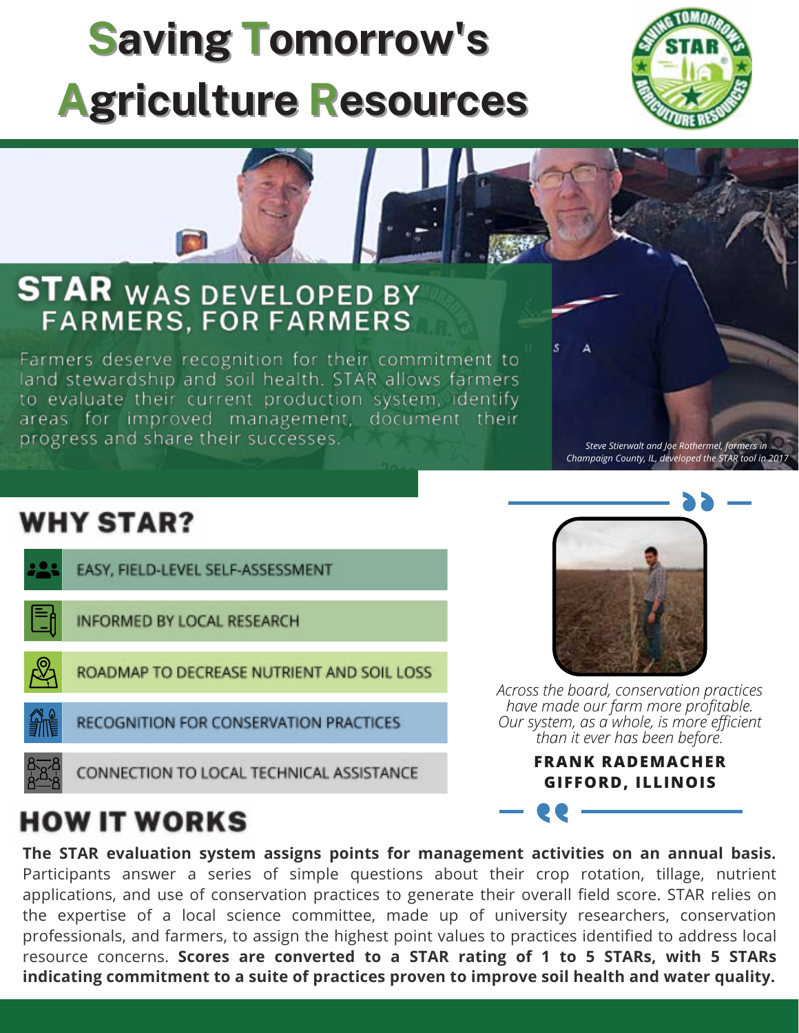# Saving Tomorrow's Agriculture Resources

## STAR WAS DEVELOPED BY FARMERS, FOR FARMERS

Farmers deserve recognition for their commitment to land stewardship and soil health. STAR allows farmers to evaluate their current production system, identify areas for improved management, document their progress and share their successes.

*Steve Stierwalt and Joe Rothermel, farmers in Champaign County, IL, developed the STAR tool in 2017*

## WHY STAR?

- EASY, FIELD-LEVEL SELF-ASSESSMENT
- INFORMED BY LOCAL RESEARCH
- ROADMAP TO DECREASE NUTRIENT AND SOIL LOSS
- RECOGNITION FOR CONSERVATION PRACTICES
- CONNECTION TO LOCAL TECHNICAL ASSISTANCE

*Across the board, conservation practices have made our farm more profitable. Our system, as a whole, is more efficient than it ever has been before.*

**FRANK RADEMACHER**
**GIFFORD, ILLINOIS**

## HOW IT WORKS

**The STAR evaluation system assigns points for management activities on an annual basis.** Participants answer a series of simple questions about their crop rotation, tillage, nutrient applications, and use of conservation practices to generate their overall field score. STAR relies on the expertise of a local science committee, made up of university researchers, conservation professionals, and farmers, to assign the highest point values to practices identified to address local resource concerns. **Scores are converted to a STAR rating of 1 to 5 STARs, with 5 STARs indicating commitment to a suite of practices proven to improve soil health and water quality.**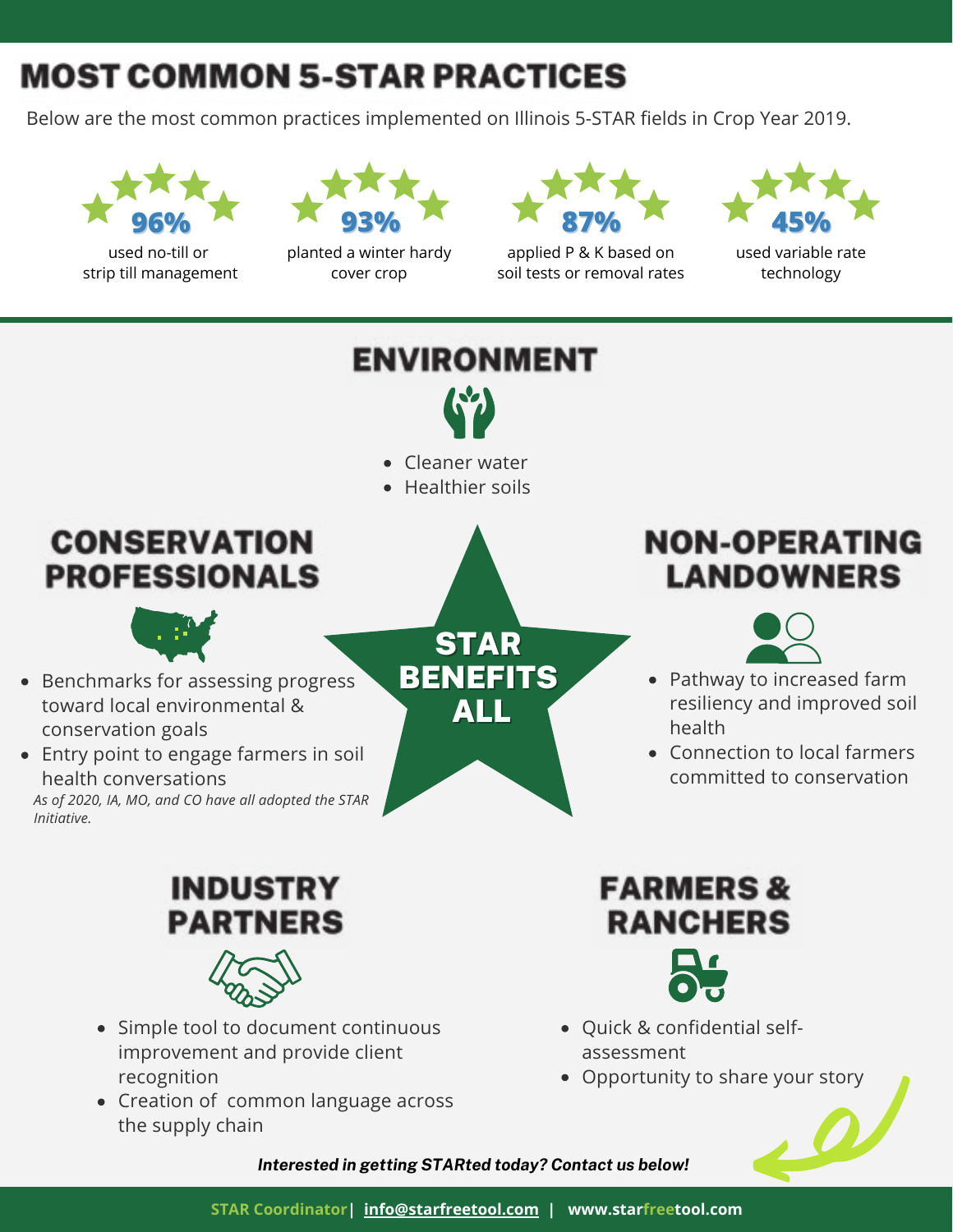# MOST COMMON 5-STAR PRACTICES

Below are the most common practices implemented on Illinois 5-STAR fields in Crop Year 2019.

**96%** used no-till or strip till management

**93%** planted a winter hardy cover crop

**87%** applied P & K based on soil tests or removal rates

**45%** used variable rate technology

## ENVIRONMENT

- Cleaner water
- Healthier soils

## STAR BENEFITS ALL

## CONSERVATION PROFESSIONALS

- Benchmarks for assessing progress toward local environmental & conservation goals
- Entry point to engage farmers in soil health conversations

*As of 2020, IA, MO, and CO have all adopted the STAR Initiative.*

## NON-OPERATING LANDOWNERS

- Pathway to increased farm resiliency and improved soil health
- Connection to local farmers committed to conservation

## INDUSTRY PARTNERS

- Simple tool to document continuous improvement and provide client recognition
- Creation of common language across the supply chain

## FARMERS & RANCHERS

- Quick & confidential self-assessment
- Opportunity to share your story

***Interested in getting STARted today? Contact us below!***

**STAR Coordinator | info@starfreetool.com | www.starfreetool.com**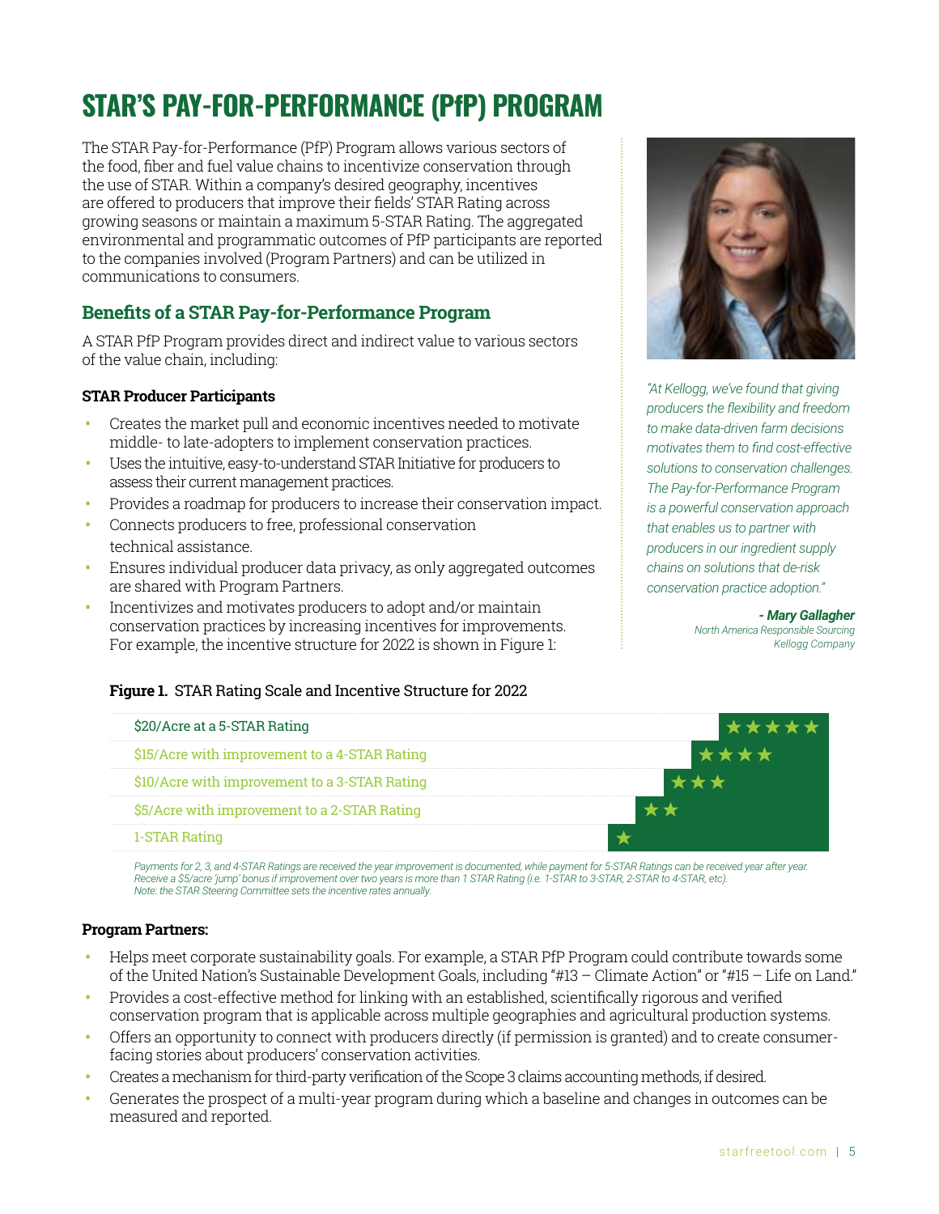# STAR'S PAY-FOR-PERFORMANCE (PfP) PROGRAM

The STAR Pay-for-Performance (PfP) Program allows various sectors of the food, fiber and fuel value chains to incentivize conservation through the use of STAR. Within a company's desired geography, incentives are offered to producers that improve their fields' STAR Rating across growing seasons or maintain a maximum 5-STAR Rating. The aggregated environmental and programmatic outcomes of PfP participants are reported to the companies involved (Program Partners) and can be utilized in communications to consumers.

*"At Kellogg, we've found that giving producers the flexibility and freedom to make data-driven farm decisions motivates them to find cost-effective solutions to conservation challenges. The Pay-for-Performance Program is a powerful conservation approach that enables us to partner with producers in our ingredient supply chains on solutions that de-risk conservation practice adoption."*

***- Mary Gallagher***
*North America Responsible Sourcing*
*Kellogg Company*

## Benefits of a STAR Pay-for-Performance Program

A STAR PfP Program provides direct and indirect value to various sectors of the value chain, including:

**STAR Producer Participants**

- Creates the market pull and economic incentives needed to motivate middle- to late-adopters to implement conservation practices.
- Uses the intuitive, easy-to-understand STAR Initiative for producers to assess their current management practices.
- Provides a roadmap for producers to increase their conservation impact.
- Connects producers to free, professional conservation technical assistance.
- Ensures individual producer data privacy, as only aggregated outcomes are shared with Program Partners.
- Incentivizes and motivates producers to adopt and/or maintain conservation practices by increasing incentives for improvements. For example, the incentive structure for 2022 is shown in Figure 1:

**Figure 1.** STAR Rating Scale and Incentive Structure for 2022

| Incentive | Rating |
|---|---|
| $20/Acre at a 5-STAR Rating | ★★★★★ |
| $15/Acre with improvement to a 4-STAR Rating | ★★★★ |
| $10/Acre with improvement to a 3-STAR Rating | ★★★ |
| $5/Acre with improvement to a 2-STAR Rating | ★★ |
| 1-STAR Rating | ★ |

*Payments for 2, 3, and 4-STAR Ratings are received the year improvement is documented, while payment for 5-STAR Ratings can be received year after year. Receive a $5/acre 'jump' bonus if improvement over two years is more than 1 STAR Rating (i.e. 1-STAR to 3-STAR, 2-STAR to 4-STAR, etc). Note: the STAR Steering Committee sets the incentive rates annually.*

**Program Partners:**

- Helps meet corporate sustainability goals. For example, a STAR PfP Program could contribute towards some of the United Nation's Sustainable Development Goals, including "#13 – Climate Action" or "#15 – Life on Land."
- Provides a cost-effective method for linking with an established, scientifically rigorous and verified conservation program that is applicable across multiple geographies and agricultural production systems.
- Offers an opportunity to connect with producers directly (if permission is granted) and to create consumer-facing stories about producers' conservation activities.
- Creates a mechanism for third-party verification of the Scope 3 claims accounting methods, if desired.
- Generates the prospect of a multi-year program during which a baseline and changes in outcomes can be measured and reported.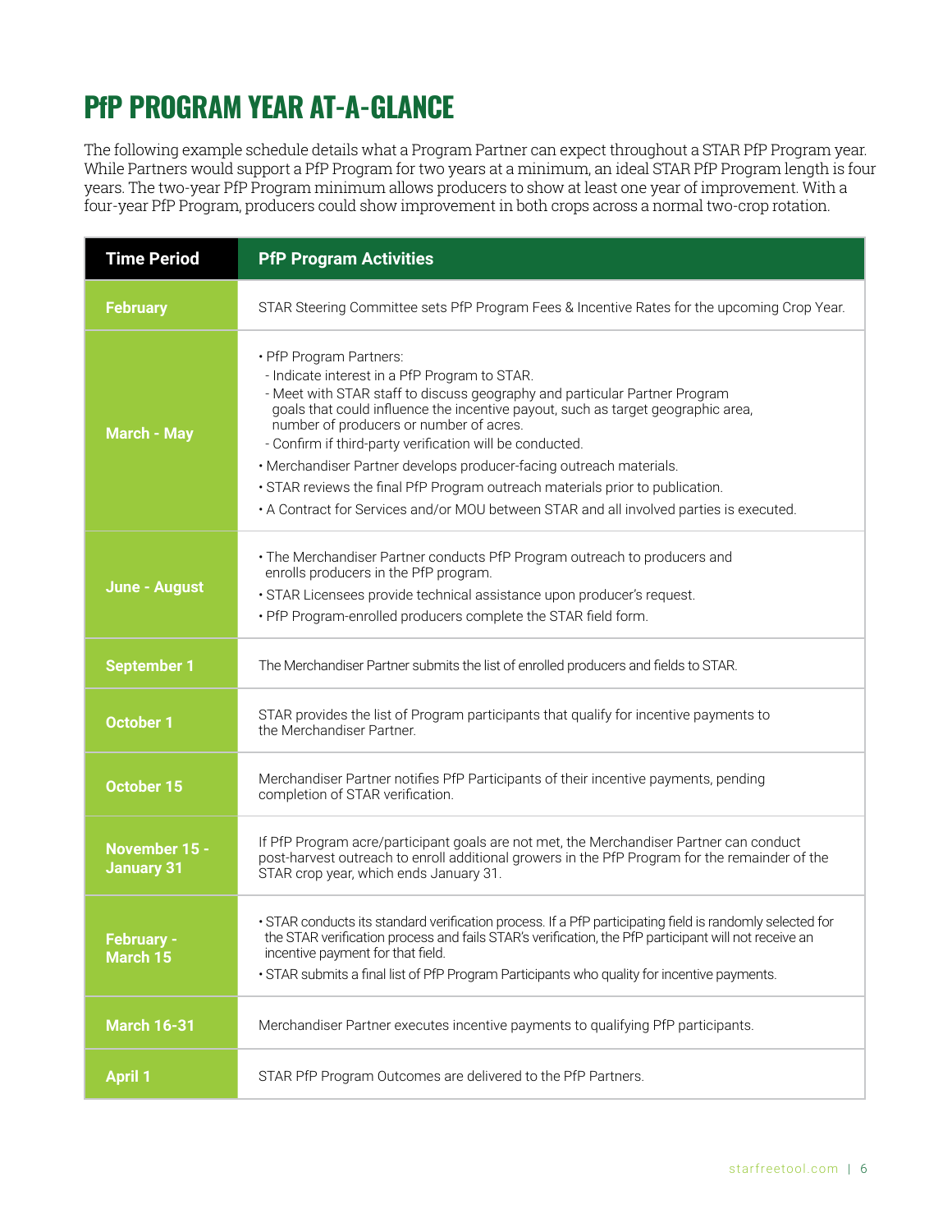# PfP PROGRAM YEAR AT-A-GLANCE

The following example schedule details what a Program Partner can expect throughout a STAR PfP Program year. While Partners would support a PfP Program for two years at a minimum, an ideal STAR PfP Program length is four years. The two-year PfP Program minimum allows producers to show at least one year of improvement. With a four-year PfP Program, producers could show improvement in both crops across a normal two-crop rotation.

| Time Period | PfP Program Activities |
|---|---|
| February | STAR Steering Committee sets PfP Program Fees & Incentive Rates for the upcoming Crop Year. |
| March - May | • PfP Program Partners:<br>- Indicate interest in a PfP Program to STAR.<br>- Meet with STAR staff to discuss geography and particular Partner Program goals that could influence the incentive payout, such as target geographic area, number of producers or number of acres.<br>- Confirm if third-party verification will be conducted.<br>• Merchandiser Partner develops producer-facing outreach materials.<br>• STAR reviews the final PfP Program outreach materials prior to publication.<br>• A Contract for Services and/or MOU between STAR and all involved parties is executed. |
| June - August | • The Merchandiser Partner conducts PfP Program outreach to producers and enrolls producers in the PfP program.<br>• STAR Licensees provide technical assistance upon producer's request.<br>• PfP Program-enrolled producers complete the STAR field form. |
| September 1 | The Merchandiser Partner submits the list of enrolled producers and fields to STAR. |
| October 1 | STAR provides the list of Program participants that qualify for incentive payments to the Merchandiser Partner. |
| October 15 | Merchandiser Partner notifies PfP Participants of their incentive payments, pending completion of STAR verification. |
| November 15 - January 31 | If PfP Program acre/participant goals are not met, the Merchandiser Partner can conduct post-harvest outreach to enroll additional growers in the PfP Program for the remainder of the STAR crop year, which ends January 31. |
| February - March 15 | • STAR conducts its standard verification process. If a PfP participating field is randomly selected for the STAR verification process and fails STAR's verification, the PfP participant will not receive an incentive payment for that field.<br>• STAR submits a final list of PfP Program Participants who quality for incentive payments. |
| March 16-31 | Merchandiser Partner executes incentive payments to qualifying PfP participants. |
| April 1 | STAR PfP Program Outcomes are delivered to the PfP Partners. |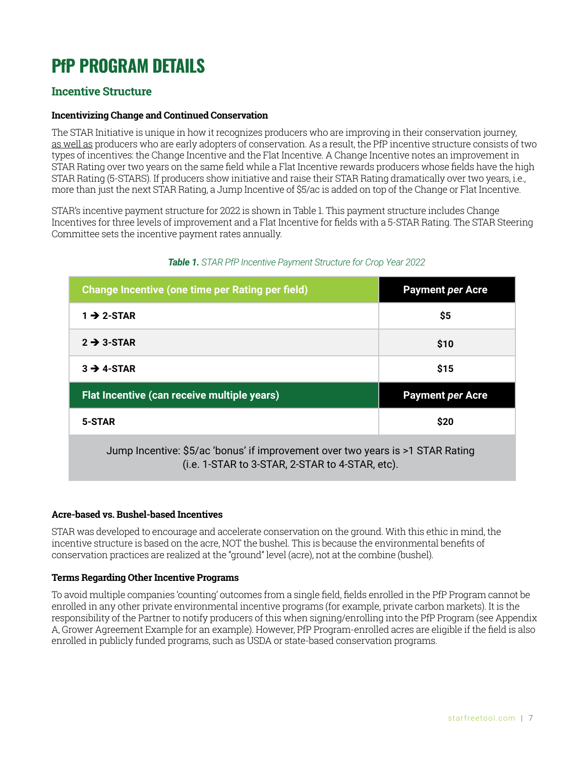# PfP PROGRAM DETAILS

## Incentive Structure

### Incentivizing Change and Continued Conservation

The STAR Initiative is unique in how it recognizes producers who are improving in their conservation journey, as well as producers who are early adopters of conservation. As a result, the PfP incentive structure consists of two types of incentives: the Change Incentive and the Flat Incentive. A Change Incentive notes an improvement in STAR Rating over two years on the same field while a Flat Incentive rewards producers whose fields have the high STAR Rating (5-STARS). If producers show initiative and raise their STAR Rating dramatically over two years, i.e., more than just the next STAR Rating, a Jump Incentive of $5/ac is added on top of the Change or Flat Incentive.

STAR's incentive payment structure for 2022 is shown in Table 1. This payment structure includes Change Incentives for three levels of improvement and a Flat Incentive for fields with a 5-STAR Rating. The STAR Steering Committee sets the incentive payment rates annually.

***Table 1.*** *STAR PfP Incentive Payment Structure for Crop Year 2022*

| Change Incentive (one time per Rating per field) | Payment *per* Acre |
|---|---|
| 1 → 2-STAR | $5 |
| 2 → 3-STAR | $10 |
| 3 → 4-STAR | $15 |
| **Flat Incentive (can receive multiple years)** | **Payment *per* Acre** |
| 5-STAR | $20 |
| Jump Incentive: $5/ac 'bonus' if improvement over two years is >1 STAR Rating (i.e. 1-STAR to 3-STAR, 2-STAR to 4-STAR, etc). | |

### Acre-based vs. Bushel-based Incentives

STAR was developed to encourage and accelerate conservation on the ground. With this ethic in mind, the incentive structure is based on the acre, NOT the bushel. This is because the environmental benefits of conservation practices are realized at the "ground" level (acre), not at the combine (bushel).

### Terms Regarding Other Incentive Programs

To avoid multiple companies 'counting' outcomes from a single field, fields enrolled in the PfP Program cannot be enrolled in any other private environmental incentive programs (for example, private carbon markets). It is the responsibility of the Partner to notify producers of this when signing/enrolling into the PfP Program (see Appendix A, Grower Agreement Example for an example). However, PfP Program-enrolled acres are eligible if the field is also enrolled in publicly funded programs, such as USDA or state-based conservation programs.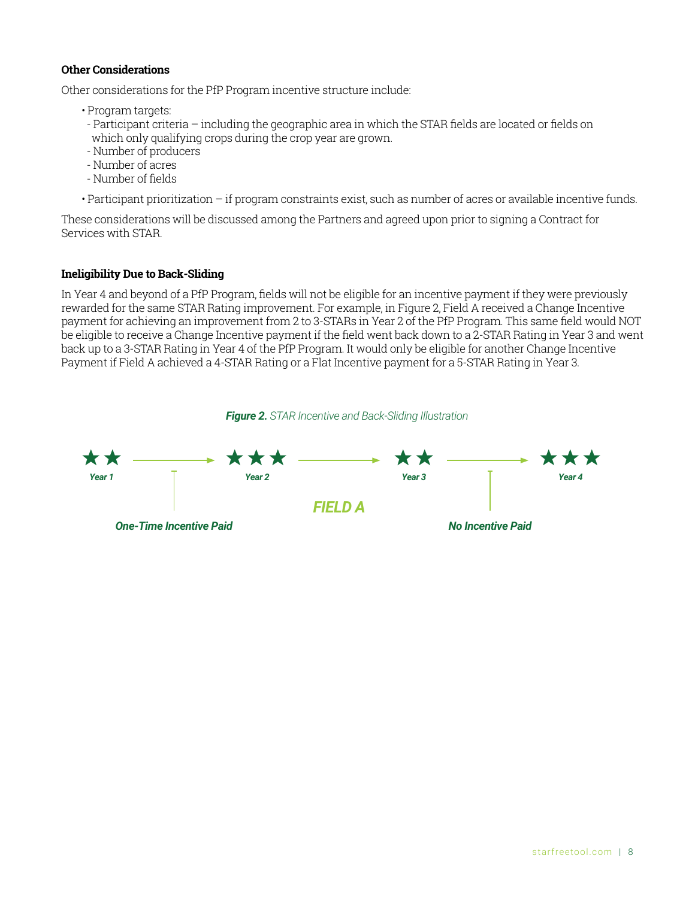**Other Considerations**

Other considerations for the PfP Program incentive structure include:

- Program targets:
  - Participant criteria – including the geographic area in which the STAR fields are located or fields on which only qualifying crops during the crop year are grown.
  - Number of producers
  - Number of acres
  - Number of fields
- Participant prioritization – if program constraints exist, such as number of acres or available incentive funds.

These considerations will be discussed among the Partners and agreed upon prior to signing a Contract for Services with STAR.

**Ineligibility Due to Back-Sliding**

In Year 4 and beyond of a PfP Program, fields will not be eligible for an incentive payment if they were previously rewarded for the same STAR Rating improvement. For example, in Figure 2, Field A received a Change Incentive payment for achieving an improvement from 2 to 3-STARs in Year 2 of the PfP Program. This same field would NOT be eligible to receive a Change Incentive payment if the field went back down to a 2-STAR Rating in Year 3 and went back up to a 3-STAR Rating in Year 4 of the PfP Program. It would only be eligible for another Change Incentive Payment if Field A achieved a 4-STAR Rating or a Flat Incentive payment for a 5-STAR Rating in Year 3.

***Figure 2.*** *STAR Incentive and Back-Sliding Illustration*

★★ *Year 1* → ★★★ *Year 2* → ★★ *Year 3* → ★★★ *Year 4*

***FIELD A***

***One-Time Incentive Paid*** (Year 1 → Year 2)

***No Incentive Paid*** (Year 3 → Year 4)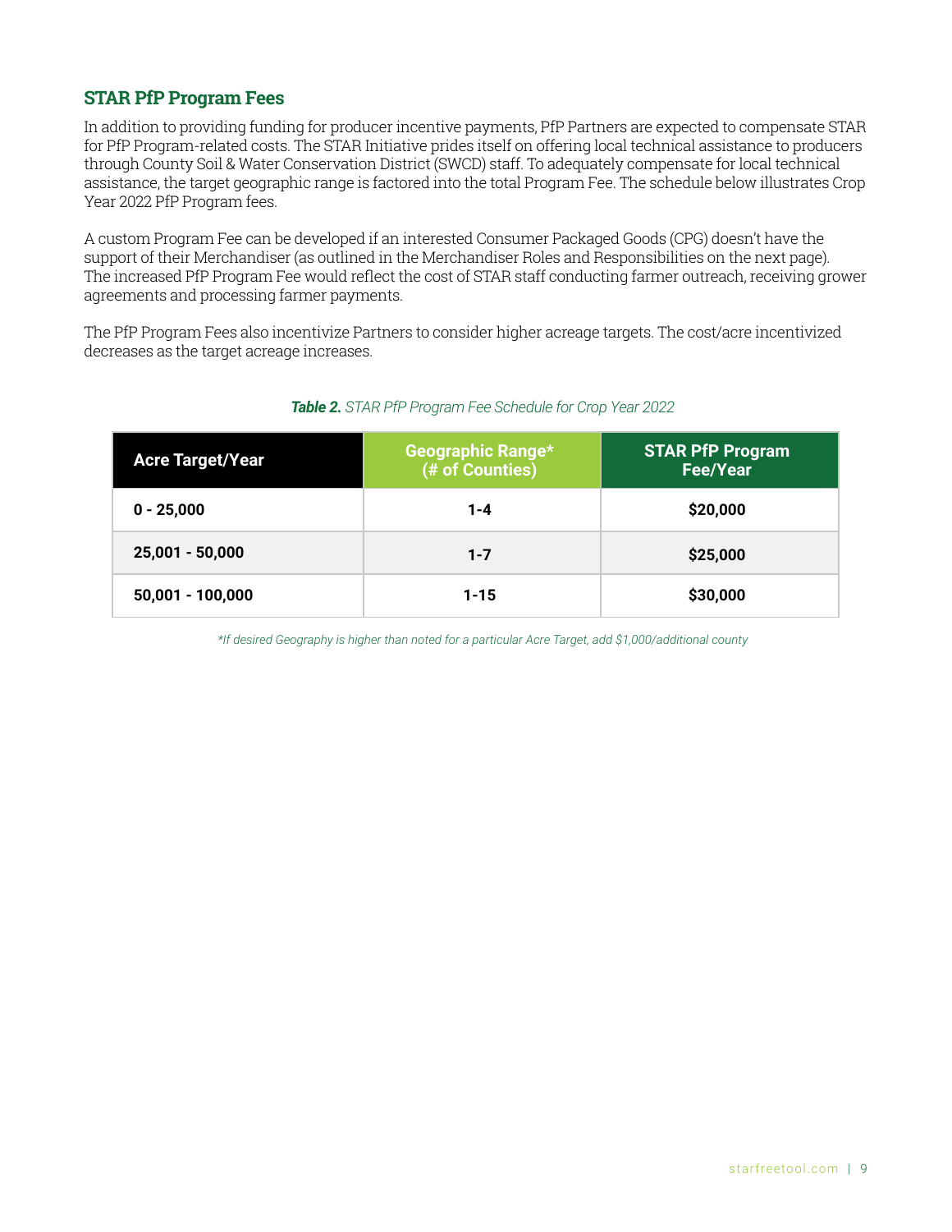## STAR PfP Program Fees

In addition to providing funding for producer incentive payments, PfP Partners are expected to compensate STAR for PfP Program-related costs. The STAR Initiative prides itself on offering local technical assistance to producers through County Soil & Water Conservation District (SWCD) staff. To adequately compensate for local technical assistance, the target geographic range is factored into the total Program Fee. The schedule below illustrates Crop Year 2022 PfP Program fees.

A custom Program Fee can be developed if an interested Consumer Packaged Goods (CPG) doesn't have the support of their Merchandiser (as outlined in the Merchandiser Roles and Responsibilities on the next page). The increased PfP Program Fee would reflect the cost of STAR staff conducting farmer outreach, receiving grower agreements and processing farmer payments.

The PfP Program Fees also incentivize Partners to consider higher acreage targets. The cost/acre incentivized decreases as the target acreage increases.

***Table 2.*** *STAR PfP Program Fee Schedule for Crop Year 2022*

| Acre Target/Year | Geographic Range* (# of Counties) | STAR PfP Program Fee/Year |
|---|---|---|
| **0 - 25,000** | **1-4** | **$20,000** |
| **25,001 - 50,000** | **1-7** | **$25,000** |
| **50,001 - 100,000** | **1-15** | **$30,000** |

*\*If desired Geography is higher than noted for a particular Acre Target, add $1,000/additional county*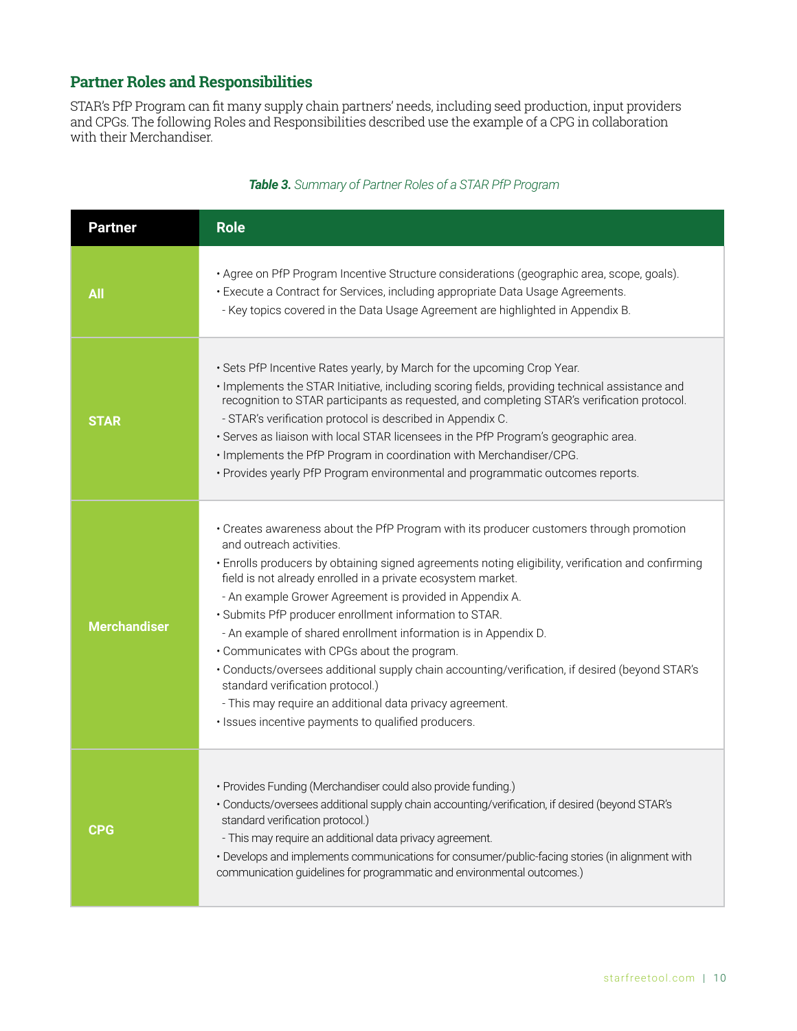## Partner Roles and Responsibilities

STAR's PfP Program can fit many supply chain partners' needs, including seed production, input providers and CPGs. The following Roles and Responsibilities described use the example of a CPG in collaboration with their Merchandiser.

***Table 3.*** *Summary of Partner Roles of a STAR PfP Program*

| Partner | Role |
|---|---|
| **All** | • Agree on PfP Program Incentive Structure considerations (geographic area, scope, goals).<br>• Execute a Contract for Services, including appropriate Data Usage Agreements.<br>- Key topics covered in the Data Usage Agreement are highlighted in Appendix B. |
| **STAR** | • Sets PfP Incentive Rates yearly, by March for the upcoming Crop Year.<br>• Implements the STAR Initiative, including scoring fields, providing technical assistance and recognition to STAR participants as requested, and completing STAR's verification protocol.<br>- STAR's verification protocol is described in Appendix C.<br>• Serves as liaison with local STAR licensees in the PfP Program's geographic area.<br>• Implements the PfP Program in coordination with Merchandiser/CPG.<br>• Provides yearly PfP Program environmental and programmatic outcomes reports. |
| **Merchandiser** | • Creates awareness about the PfP Program with its producer customers through promotion and outreach activities.<br>• Enrolls producers by obtaining signed agreements noting eligibility, verification and confirming field is not already enrolled in a private ecosystem market.<br>- An example Grower Agreement is provided in Appendix A.<br>• Submits PfP producer enrollment information to STAR.<br>- An example of shared enrollment information is in Appendix D.<br>• Communicates with CPGs about the program.<br>• Conducts/oversees additional supply chain accounting/verification, if desired (beyond STAR's standard verification protocol.)<br>- This may require an additional data privacy agreement.<br>• Issues incentive payments to qualified producers. |
| **CPG** | • Provides Funding (Merchandiser could also provide funding.)<br>• Conducts/oversees additional supply chain accounting/verification, if desired (beyond STAR's standard verification protocol.)<br>- This may require an additional data privacy agreement.<br>• Develops and implements communications for consumer/public-facing stories (in alignment with communication guidelines for programmatic and environmental outcomes.) |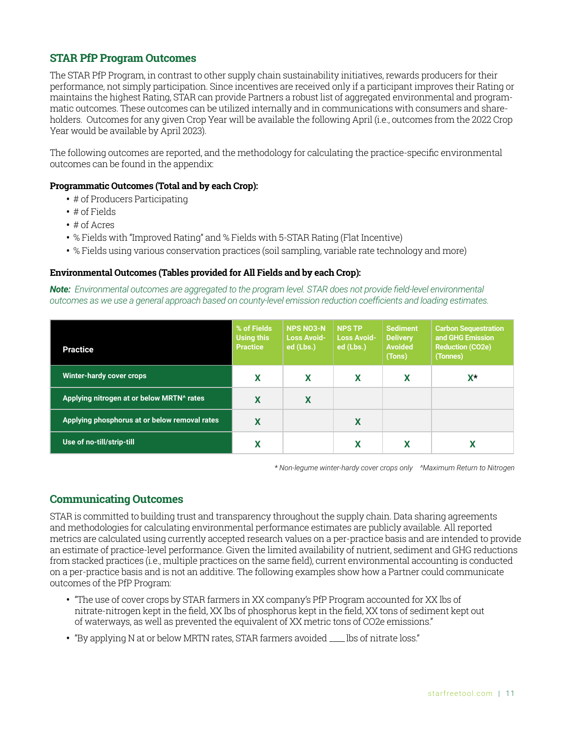## STAR PfP Program Outcomes

The STAR PfP Program, in contrast to other supply chain sustainability initiatives, rewards producers for their performance, not simply participation. Since incentives are received only if a participant improves their Rating or maintains the highest Rating, STAR can provide Partners a robust list of aggregated environmental and programmatic outcomes. These outcomes can be utilized internally and in communications with consumers and shareholders. Outcomes for any given Crop Year will be available the following April (i.e., outcomes from the 2022 Crop Year would be available by April 2023).

The following outcomes are reported, and the methodology for calculating the practice-specific environmental outcomes can be found in the appendix:

**Programmatic Outcomes (Total and by each Crop):**

- # of Producers Participating
- # of Fields
- # of Acres
- % Fields with "Improved Rating" and % Fields with 5-STAR Rating (Flat Incentive)
- % Fields using various conservation practices (soil sampling, variable rate technology and more)

**Environmental Outcomes (Tables provided for All Fields and by each Crop):**

***Note:*** *Environmental outcomes are aggregated to the program level. STAR does not provide field-level environmental outcomes as we use a general approach based on county-level emission reduction coefficients and loading estimates.*

| Practice | % of Fields Using this Practice | NPS NO3-N Loss Avoided (Lbs.) | NPS TP Loss Avoided (Lbs.) | Sediment Delivery Avoided (Tons) | Carbon Sequestration and GHG Emission Reduction (CO2e) (Tonnes) |
|---|---|---|---|---|---|
| Winter-hardy cover crops | X | X | X | X | X* |
| Applying nitrogen at or below MRTN^ rates | X | X | | | |
| Applying phosphorus at or below removal rates | X | | X | | |
| Use of no-till/strip-till | X | | X | X | X |

*\* Non-legume winter-hardy cover crops only ^Maximum Return to Nitrogen*

## Communicating Outcomes

STAR is committed to building trust and transparency throughout the supply chain. Data sharing agreements and methodologies for calculating environmental performance estimates are publicly available. All reported metrics are calculated using currently accepted research values on a per-practice basis and are intended to provide an estimate of practice-level performance. Given the limited availability of nutrient, sediment and GHG reductions from stacked practices (i.e., multiple practices on the same field), current environmental accounting is conducted on a per-practice basis and is not an additive. The following examples show how a Partner could communicate outcomes of the PfP Program:

- "The use of cover crops by STAR farmers in XX company's PfP Program accounted for XX lbs of nitrate-nitrogen kept in the field, XX lbs of phosphorus kept in the field, XX tons of sediment kept out of waterways, as well as prevented the equivalent of XX metric tons of CO2e emissions."
- "By applying N at or below MRTN rates, STAR farmers avoided ____ lbs of nitrate loss."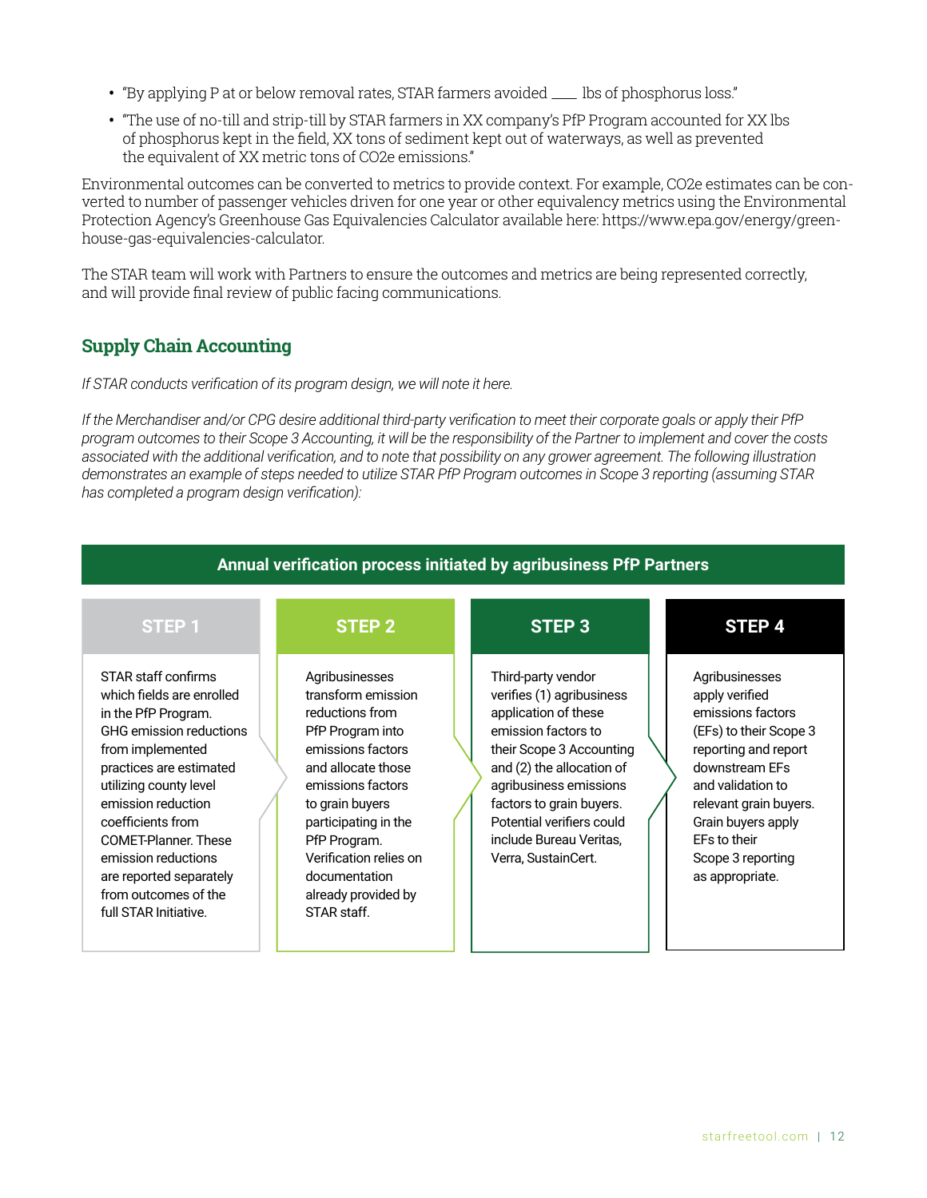- "By applying P at or below removal rates, STAR farmers avoided ___ lbs of phosphorus loss."
- "The use of no-till and strip-till by STAR farmers in XX company's PfP Program accounted for XX lbs of phosphorus kept in the field, XX tons of sediment kept out of waterways, as well as prevented the equivalent of XX metric tons of CO2e emissions."

Environmental outcomes can be converted to metrics to provide context. For example, CO2e estimates can be converted to number of passenger vehicles driven for one year or other equivalency metrics using the Environmental Protection Agency's Greenhouse Gas Equivalencies Calculator available here: https://www.epa.gov/energy/greenhouse-gas-equivalencies-calculator.

The STAR team will work with Partners to ensure the outcomes and metrics are being represented correctly, and will provide final review of public facing communications.

## Supply Chain Accounting

*If STAR conducts verification of its program design, we will note it here.*

*If the Merchandiser and/or CPG desire additional third-party verification to meet their corporate goals or apply their PfP program outcomes to their Scope 3 Accounting, it will be the responsibility of the Partner to implement and cover the costs associated with the additional verification, and to note that possibility on any grower agreement. The following illustration demonstrates an example of steps needed to utilize STAR PfP Program outcomes in Scope 3 reporting (assuming STAR has completed a program design verification):*

**Annual verification process initiated by agribusiness PfP Partners**

| STEP 1 | STEP 2 | STEP 3 | STEP 4 |
|---|---|---|---|
| STAR staff confirms which fields are enrolled in the PfP Program. GHG emission reductions from implemented practices are estimated utilizing county level emission reduction coefficients from COMET-Planner. These emission reductions are reported separately from outcomes of the full STAR Initiative. | Agribusinesses transform emission reductions from PfP Program into emissions factors and allocate those emissions factors to grain buyers participating in the PfP Program. Verification relies on documentation already provided by STAR staff. | Third-party vendor verifies (1) agribusiness application of these emission factors to their Scope 3 Accounting and (2) the allocation of agribusiness emissions factors to grain buyers. Potential verifiers could include Bureau Veritas, Verra, SustainCert. | Agribusinesses apply verified emissions factors (EFs) to their Scope 3 reporting and report downstream EFs and validation to relevant grain buyers. Grain buyers apply EFs to their Scope 3 reporting as appropriate. |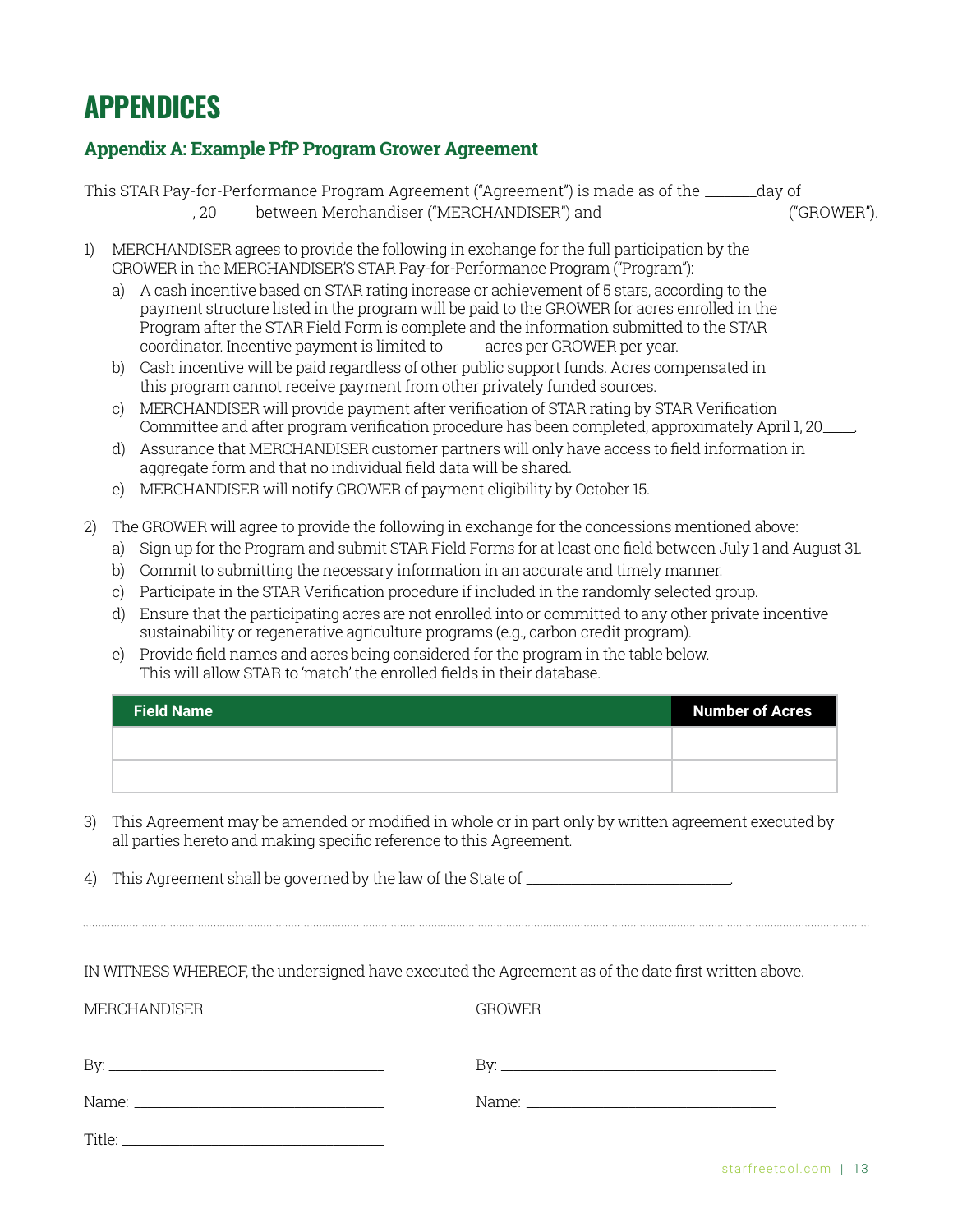# APPENDICES

## Appendix A: Example PfP Program Grower Agreement

This STAR Pay-for-Performance Program Agreement ("Agreement") is made as of the ______day of ____________, 20____ between Merchandiser ("MERCHANDISER") and ______________________ ("GROWER").

1) MERCHANDISER agrees to provide the following in exchange for the full participation by the GROWER in the MERCHANDISER'S STAR Pay-for-Performance Program ("Program"):
   a) A cash incentive based on STAR rating increase or achievement of 5 stars, according to the payment structure listed in the program will be paid to the GROWER for acres enrolled in the Program after the STAR Field Form is complete and the information submitted to the STAR coordinator. Incentive payment is limited to ____ acres per GROWER per year.
   b) Cash incentive will be paid regardless of other public support funds. Acres compensated in this program cannot receive payment from other privately funded sources.
   c) MERCHANDISER will provide payment after verification of STAR rating by STAR Verification Committee and after program verification procedure has been completed, approximately April 1, 20____.
   d) Assurance that MERCHANDISER customer partners will only have access to field information in aggregate form and that no individual field data will be shared.
   e) MERCHANDISER will notify GROWER of payment eligibility by October 15.

2) The GROWER will agree to provide the following in exchange for the concessions mentioned above:
   a) Sign up for the Program and submit STAR Field Forms for at least one field between July 1 and August 31.
   b) Commit to submitting the necessary information in an accurate and timely manner.
   c) Participate in the STAR Verification procedure if included in the randomly selected group.
   d) Ensure that the participating acres are not enrolled into or committed to any other private incentive sustainability or regenerative agriculture programs (e.g., carbon credit program).
   e) Provide field names and acres being considered for the program in the table below. This will allow STAR to 'match' the enrolled fields in their database.

| Field Name | Number of Acres |
|---|---|
| | |
| | |

3) This Agreement may be amended or modified in whole or in part only by written agreement executed by all parties hereto and making specific reference to this Agreement.

4) This Agreement shall be governed by the law of the State of ______________________.

---

IN WITNESS WHEREOF, the undersigned have executed the Agreement as of the date first written above.

MERCHANDISER

By: ______________________________

Name: ______________________________

Title: ______________________________

GROWER

By: ______________________________

Name: ______________________________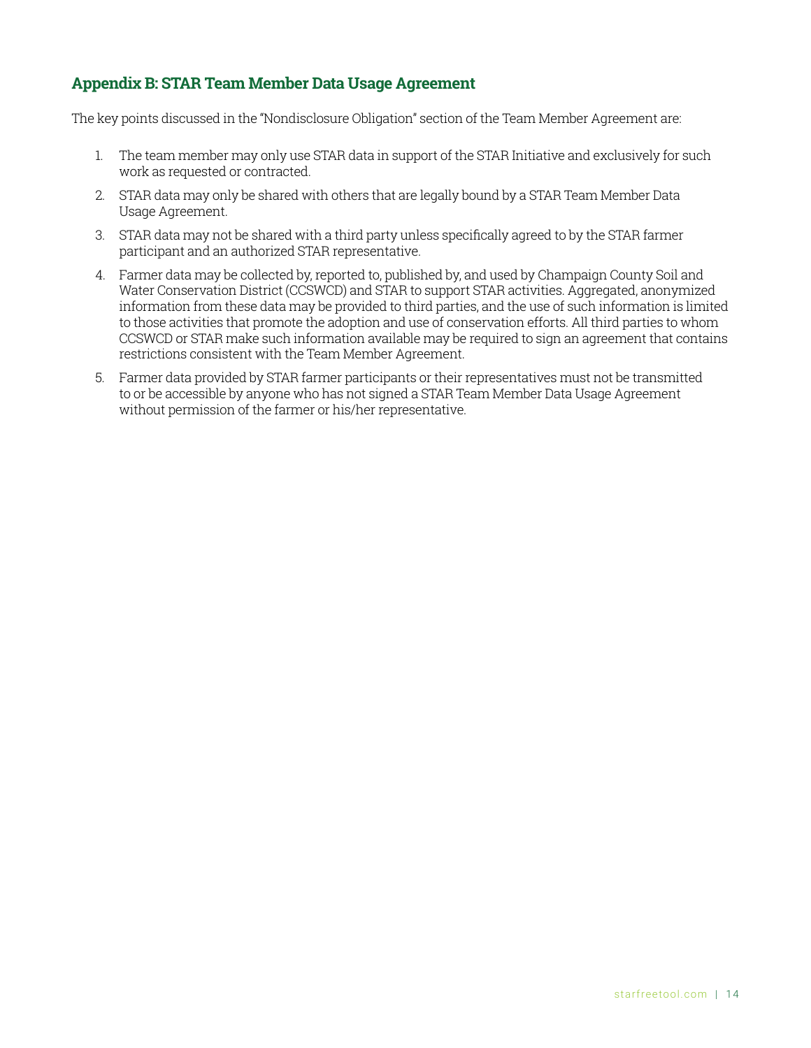## Appendix B: STAR Team Member Data Usage Agreement

The key points discussed in the "Nondisclosure Obligation" section of the Team Member Agreement are:

1. The team member may only use STAR data in support of the STAR Initiative and exclusively for such work as requested or contracted.
2. STAR data may only be shared with others that are legally bound by a STAR Team Member Data Usage Agreement.
3. STAR data may not be shared with a third party unless specifically agreed to by the STAR farmer participant and an authorized STAR representative.
4. Farmer data may be collected by, reported to, published by, and used by Champaign County Soil and Water Conservation District (CCSWCD) and STAR to support STAR activities. Aggregated, anonymized information from these data may be provided to third parties, and the use of such information is limited to those activities that promote the adoption and use of conservation efforts. All third parties to whom CCSWCD or STAR make such information available may be required to sign an agreement that contains restrictions consistent with the Team Member Agreement.
5. Farmer data provided by STAR farmer participants or their representatives must not be transmitted to or be accessible by anyone who has not signed a STAR Team Member Data Usage Agreement without permission of the farmer or his/her representative.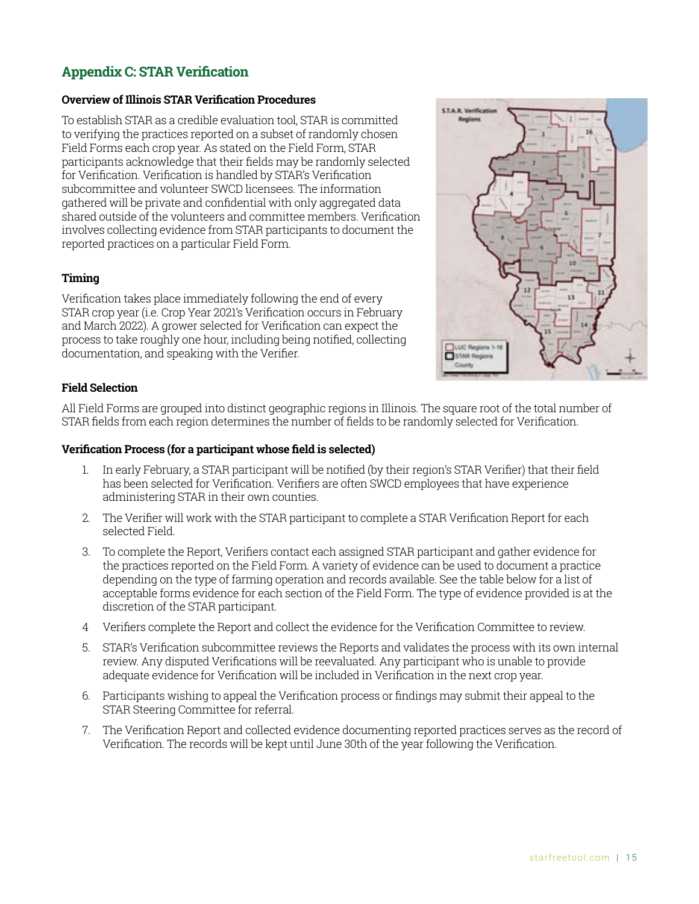## Appendix C: STAR Verification

### Overview of Illinois STAR Verification Procedures

To establish STAR as a credible evaluation tool, STAR is committed to verifying the practices reported on a subset of randomly chosen Field Forms each crop year. As stated on the Field Form, STAR participants acknowledge that their fields may be randomly selected for Verification. Verification is handled by STAR's Verification subcommittee and volunteer SWCD licensees. The information gathered will be private and confidential with only aggregated data shared outside of the volunteers and committee members. Verification involves collecting evidence from STAR participants to document the reported practices on a particular Field Form.

### Timing

Verification takes place immediately following the end of every STAR crop year (i.e. Crop Year 2021's Verification occurs in February and March 2022). A grower selected for Verification can expect the process to take roughly one hour, including being notified, collecting documentation, and speaking with the Verifier.

### Field Selection

All Field Forms are grouped into distinct geographic regions in Illinois. The square root of the total number of STAR fields from each region determines the number of fields to be randomly selected for Verification.

### Verification Process (for a participant whose field is selected)

1. In early February, a STAR participant will be notified (by their region's STAR Verifier) that their field has been selected for Verification. Verifiers are often SWCD employees that have experience administering STAR in their own counties.
2. The Verifier will work with the STAR participant to complete a STAR Verification Report for each selected Field.
3. To complete the Report, Verifiers contact each assigned STAR participant and gather evidence for the practices reported on the Field Form. A variety of evidence can be used to document a practice depending on the type of farming operation and records available. See the table below for a list of acceptable forms evidence for each section of the Field Form. The type of evidence provided is at the discretion of the STAR participant.
4. Verifiers complete the Report and collect the evidence for the Verification Committee to review.
5. STAR's Verification subcommittee reviews the Reports and validates the process with its own internal review. Any disputed Verifications will be reevaluated. Any participant who is unable to provide adequate evidence for Verification will be included in Verification in the next crop year.
6. Participants wishing to appeal the Verification process or findings may submit their appeal to the STAR Steering Committee for referral.
7. The Verification Report and collected evidence documenting reported practices serves as the record of Verification. The records will be kept until June 30th of the year following the Verification.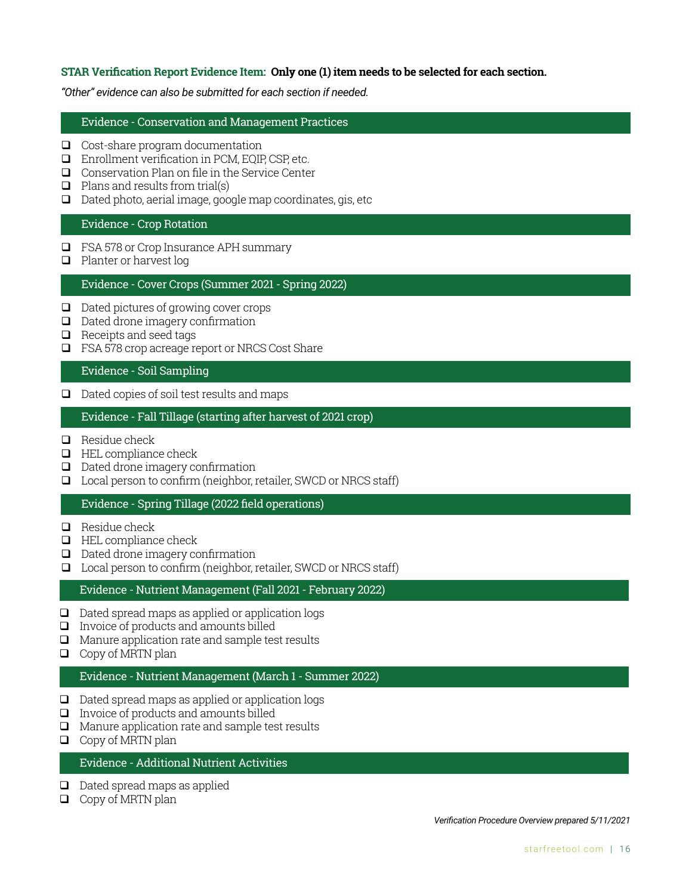**STAR Verification Report Evidence Item: Only one (1) item needs to be selected for each section.**

*"Other" evidence can also be submitted for each section if needed.*

## Evidence - Conservation and Management Practices

- ❑ Cost-share program documentation
- ❑ Enrollment verification in PCM, EQIP, CSP, etc.
- ❑ Conservation Plan on file in the Service Center
- ❑ Plans and results from trial(s)
- ❑ Dated photo, aerial image, google map coordinates, gis, etc

## Evidence - Crop Rotation

- ❑ FSA 578 or Crop Insurance APH summary
- ❑ Planter or harvest log

## Evidence - Cover Crops (Summer 2021 - Spring 2022)

- ❑ Dated pictures of growing cover crops
- ❑ Dated drone imagery confirmation
- ❑ Receipts and seed tags
- ❑ FSA 578 crop acreage report or NRCS Cost Share

## Evidence - Soil Sampling

- ❑ Dated copies of soil test results and maps

## Evidence - Fall Tillage (starting after harvest of 2021 crop)

- ❑ Residue check
- ❑ HEL compliance check
- ❑ Dated drone imagery confirmation
- ❑ Local person to confirm (neighbor, retailer, SWCD or NRCS staff)

## Evidence - Spring Tillage (2022 field operations)

- ❑ Residue check
- ❑ HEL compliance check
- ❑ Dated drone imagery confirmation
- ❑ Local person to confirm (neighbor, retailer, SWCD or NRCS staff)

## Evidence - Nutrient Management (Fall 2021 - February 2022)

- ❑ Dated spread maps as applied or application logs
- ❑ Invoice of products and amounts billed
- ❑ Manure application rate and sample test results
- ❑ Copy of MRTN plan

## Evidence - Nutrient Management (March 1 - Summer 2022)

- ❑ Dated spread maps as applied or application logs
- ❑ Invoice of products and amounts billed
- ❑ Manure application rate and sample test results
- ❑ Copy of MRTN plan

## Evidence - Additional Nutrient Activities

- ❑ Dated spread maps as applied
- ❑ Copy of MRTN plan

*Verification Procedure Overview prepared 5/11/2021*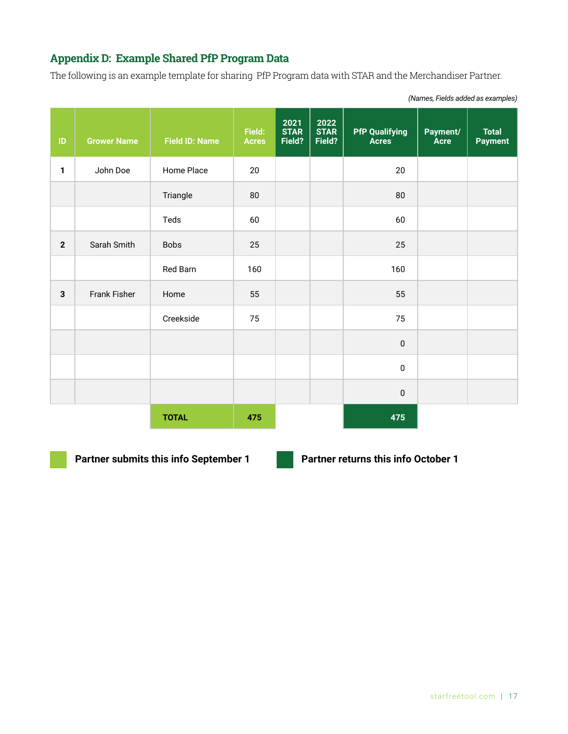## Appendix D: Example Shared PfP Program Data

The following is an example template for sharing PfP Program data with STAR and the Merchandiser Partner.

*(Names, Fields added as examples)*

| ID | Grower Name | Field ID: Name | Field: Acres | 2021 STAR Field? | 2022 STAR Field? | PfP Qualifying Acres | Payment/ Acre | Total Payment |
|---|---|---|---|---|---|---|---|---|
| 1 | John Doe | Home Place | 20 | | | 20 | | |
| | | Triangle | 80 | | | 80 | | |
| | | Teds | 60 | | | 60 | | |
| 2 | Sarah Smith | Bobs | 25 | | | 25 | | |
| | | Red Barn | 160 | | | 160 | | |
| 3 | Frank Fisher | Home | 55 | | | 55 | | |
| | | Creekside | 75 | | | 75 | | |
| | | | | | | 0 | | |
| | | | | | | 0 | | |
| | | | | | | 0 | | |
| | | **TOTAL** | **475** | | | **475** | | |

**Partner submits this info September 1** (light green columns)

**Partner returns this info October 1** (dark green columns)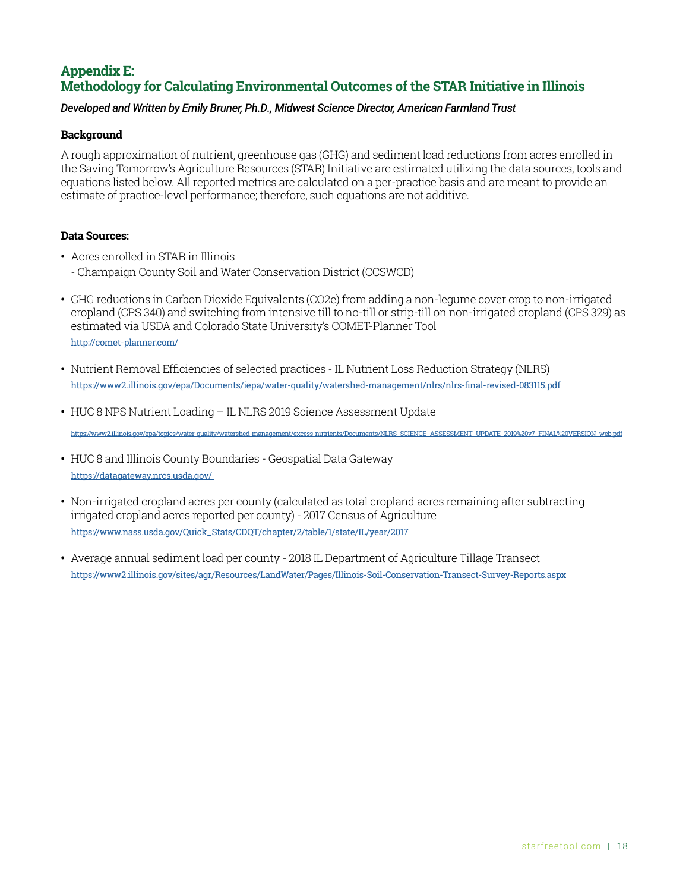## Appendix E:
## Methodology for Calculating Environmental Outcomes of the STAR Initiative in Illinois

***Developed and Written by Emily Bruner, Ph.D., Midwest Science Director, American Farmland Trust***

### Background

A rough approximation of nutrient, greenhouse gas (GHG) and sediment load reductions from acres enrolled in the Saving Tomorrow's Agriculture Resources (STAR) Initiative are estimated utilizing the data sources, tools and equations listed below. All reported metrics are calculated on a per-practice basis and are meant to provide an estimate of practice-level performance; therefore, such equations are not additive.

### Data Sources:

- Acres enrolled in STAR in Illinois
  - Champaign County Soil and Water Conservation District (CCSWCD)
- GHG reductions in Carbon Dioxide Equivalents ($CO_2e$) from adding a non-legume cover crop to non-irrigated cropland (CPS 340) and switching from intensive till to no-till or strip-till on non-irrigated cropland (CPS 329) as estimated via USDA and Colorado State University's COMET-Planner Tool
  http://comet-planner.com/
- Nutrient Removal Efficiencies of selected practices - IL Nutrient Loss Reduction Strategy (NLRS)
  https://www2.illinois.gov/epa/Documents/iepa/water-quality/watershed-management/nlrs/nlrs-final-revised-083115.pdf
- HUC 8 NPS Nutrient Loading – IL NLRS 2019 Science Assessment Update
  https://www2.illinois.gov/epa/topics/water-quality/watershed-management/excess-nutrients/Documents/NLRS_SCIENCE_ASSESSMENT_UPDATE_2019%20v7_FINAL%20VERSION_web.pdf
- HUC 8 and Illinois County Boundaries - Geospatial Data Gateway
  https://datagateway.nrcs.usda.gov/
- Non-irrigated cropland acres per county (calculated as total cropland acres remaining after subtracting irrigated cropland acres reported per county) - 2017 Census of Agriculture
  https://www.nass.usda.gov/Quick_Stats/CDQT/chapter/2/table/1/state/IL/year/2017
- Average annual sediment load per county - 2018 IL Department of Agriculture Tillage Transect
  https://www2.illinois.gov/sites/agr/Resources/LandWater/Pages/Illinois-Soil-Conservation-Transect-Survey-Reports.aspx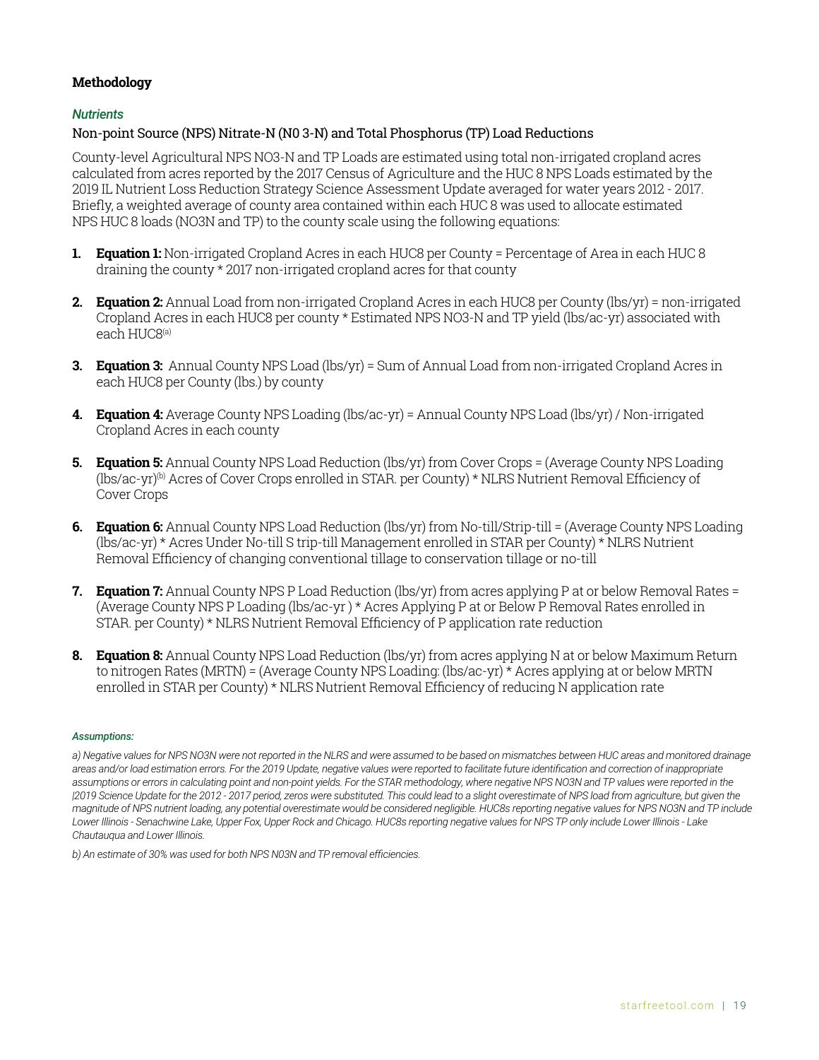### Methodology

#### *Nutrients*

Non-point Source (NPS) Nitrate-N (N0 3-N) and Total Phosphorus (TP) Load Reductions

County-level Agricultural NPS NO3-N and TP Loads are estimated using total non-irrigated cropland acres calculated from acres reported by the 2017 Census of Agriculture and the HUC 8 NPS Loads estimated by the 2019 IL Nutrient Loss Reduction Strategy Science Assessment Update averaged for water years 2012 - 2017. Briefly, a weighted average of county area contained within each HUC 8 was used to allocate estimated NPS HUC 8 loads (NO3N and TP) to the county scale using the following equations:

1. **Equation 1:** Non-irrigated Cropland Acres in each HUC8 per County = Percentage of Area in each HUC 8 draining the county * 2017 non-irrigated cropland acres for that county
2. **Equation 2:** Annual Load from non-irrigated Cropland Acres in each HUC8 per County (lbs/yr) = non-irrigated Cropland Acres in each HUC8 per county * Estimated NPS NO3-N and TP yield (lbs/ac-yr) associated with each HUC8[(a)]
3. **Equation 3:** Annual County NPS Load (lbs/yr) = Sum of Annual Load from non-irrigated Cropland Acres in each HUC8 per County (lbs.) by county
4. **Equation 4:** Average County NPS Loading (lbs/ac-yr) = Annual County NPS Load (lbs/yr) / Non-irrigated Cropland Acres in each county
5. **Equation 5:** Annual County NPS Load Reduction (lbs/yr) from Cover Crops = (Average County NPS Loading (lbs/ac-yr)[(b)] Acres of Cover Crops enrolled in STAR. per County) * NLRS Nutrient Removal Efficiency of Cover Crops
6. **Equation 6:** Annual County NPS Load Reduction (lbs/yr) from No-till/Strip-till = (Average County NPS Loading (lbs/ac-yr) * Acres Under No-till S trip-till Management enrolled in STAR per County) * NLRS Nutrient Removal Efficiency of changing conventional tillage to conservation tillage or no-till
7. **Equation 7:** Annual County NPS P Load Reduction (lbs/yr) from acres applying P at or below Removal Rates = (Average County NPS P Loading (lbs/ac-yr ) * Acres Applying P at or Below P Removal Rates enrolled in STAR. per County) * NLRS Nutrient Removal Efficiency of P application rate reduction
8. **Equation 8:** Annual County NPS Load Reduction (lbs/yr) from acres applying N at or below Maximum Return to nitrogen Rates (MRTN) = (Average County NPS Loading: (lbs/ac-yr) * Acres applying at or below MRTN enrolled in STAR per County) * NLRS Nutrient Removal Efficiency of reducing N application rate

***Assumptions:***

*a) Negative values for NPS NO3N were not reported in the NLRS and were assumed to be based on mismatches between HUC areas and monitored drainage areas and/or load estimation errors. For the 2019 Update, negative values were reported to facilitate future identification and correction of inappropriate assumptions or errors in calculating point and non-point yields. For the STAR methodology, where negative NPS NO3N and TP values were reported in the |2019 Science Update for the 2012 - 2017 period, zeros were substituted. This could lead to a slight overestimate of NPS load from agriculture, but given the magnitude of NPS nutrient loading, any potential overestimate would be considered negligible. HUC8s reporting negative values for NPS NO3N and TP include Lower Illinois - Senachwine Lake, Upper Fox, Upper Rock and Chicago. HUC8s reporting negative values for NPS TP only include Lower Illinois - Lake Chautauqua and Lower Illinois.*

*b) An estimate of 30% was used for both NPS N03N and TP removal efficiencies.*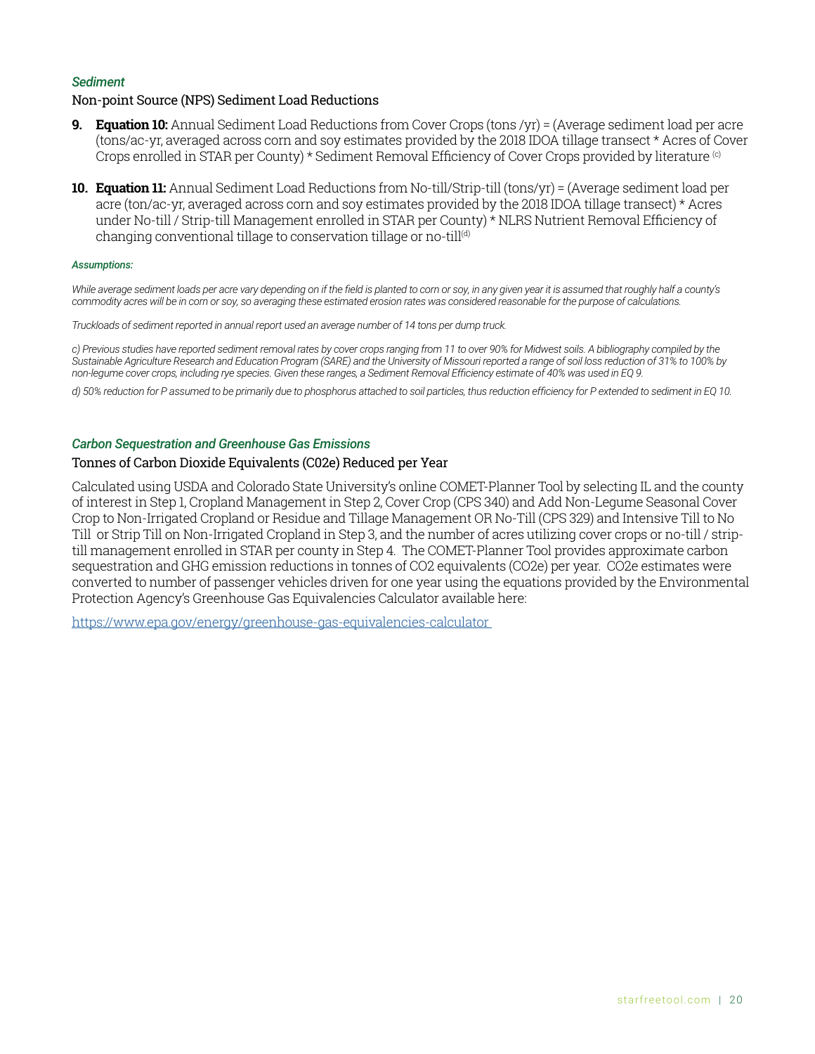### *Sediment*

Non-point Source (NPS) Sediment Load Reductions

9. **Equation 10:** Annual Sediment Load Reductions from Cover Crops (tons /yr) = (Average sediment load per acre (tons/ac-yr, averaged across corn and soy estimates provided by the 2018 IDOA tillage transect * Acres of Cover Crops enrolled in STAR per County) * Sediment Removal Efficiency of Cover Crops provided by literature [c]

10. **Equation 11:** Annual Sediment Load Reductions from No-till/Strip-till (tons/yr) = (Average sediment load per acre (ton/ac-yr, averaged across corn and soy estimates provided by the 2018 IDOA tillage transect) * Acres under No-till / Strip-till Management enrolled in STAR per County) * NLRS Nutrient Removal Efficiency of changing conventional tillage to conservation tillage or no-till[d]

***Assumptions:***

*While average sediment loads per acre vary depending on if the field is planted to corn or soy, in any given year it is assumed that roughly half a county's commodity acres will be in corn or soy, so averaging these estimated erosion rates was considered reasonable for the purpose of calculations.*

*Truckloads of sediment reported in annual report used an average number of 14 tons per dump truck.*

*c) Previous studies have reported sediment removal rates by cover crops ranging from 11 to over 90% for Midwest soils. A bibliography compiled by the Sustainable Agriculture Research and Education Program (SARE) and the University of Missouri reported a range of soil loss reduction of 31% to 100% by non-legume cover crops, including rye species. Given these ranges, a Sediment Removal Efficiency estimate of 40% was used in EQ 9.*

*d) 50% reduction for P assumed to be primarily due to phosphorus attached to soil particles, thus reduction efficiency for P extended to sediment in EQ 10.*

### *Carbon Sequestration and Greenhouse Gas Emissions*

Tonnes of Carbon Dioxide Equivalents (C02e) Reduced per Year

Calculated using USDA and Colorado State University's online COMET-Planner Tool by selecting IL and the county of interest in Step 1, Cropland Management in Step 2, Cover Crop (CPS 340) and Add Non-Legume Seasonal Cover Crop to Non-Irrigated Cropland or Residue and Tillage Management OR No-Till (CPS 329) and Intensive Till to No Till or Strip Till on Non-Irrigated Cropland in Step 3, and the number of acres utilizing cover crops or no-till / strip-till management enrolled in STAR per county in Step 4. The COMET-Planner Tool provides approximate carbon sequestration and GHG emission reductions in tonnes of CO2 equivalents (CO2e) per year. CO2e estimates were converted to number of passenger vehicles driven for one year using the equations provided by the Environmental Protection Agency's Greenhouse Gas Equivalencies Calculator available here:

https://www.epa.gov/energy/greenhouse-gas-equivalencies-calculator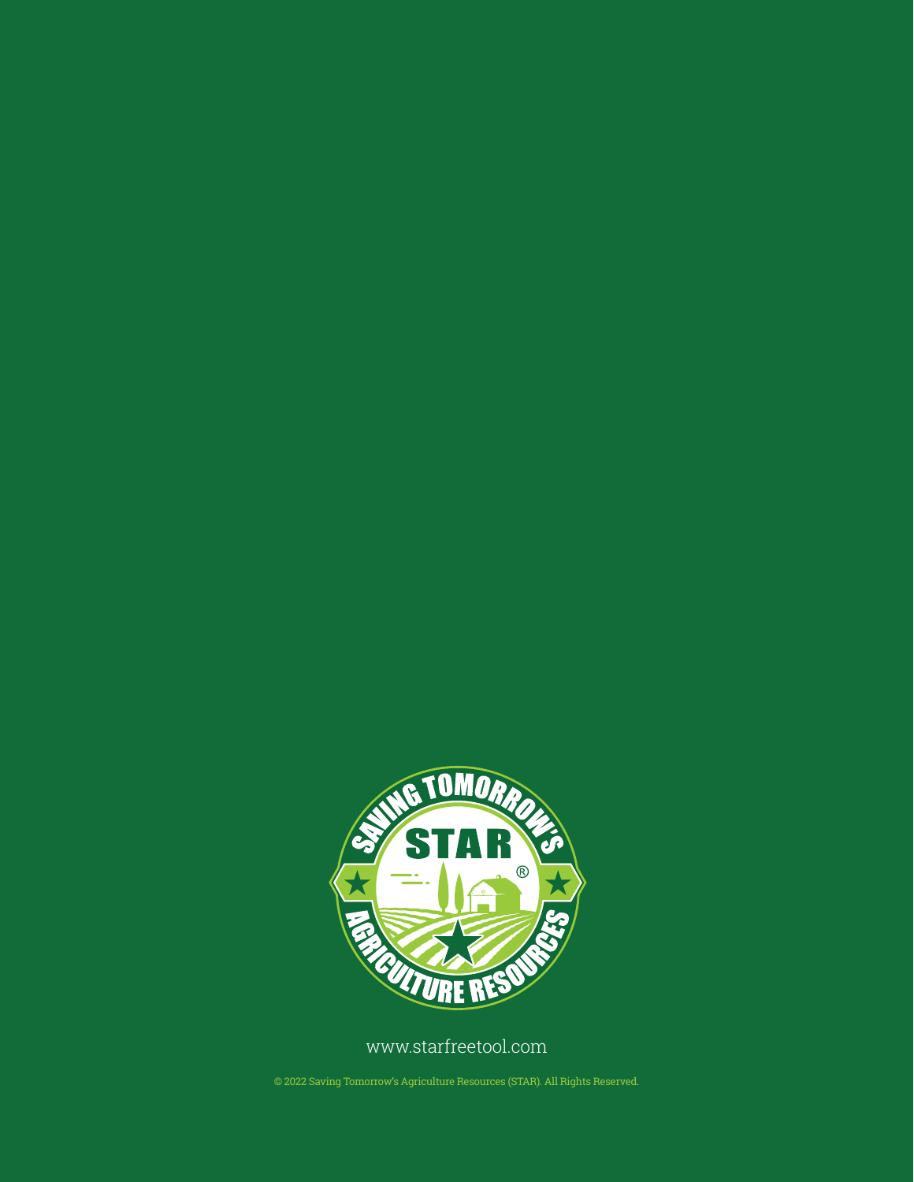www.starfreetool.com

© 2022 Saving Tomorrow's Agriculture Resources (STAR). All Rights Reserved.